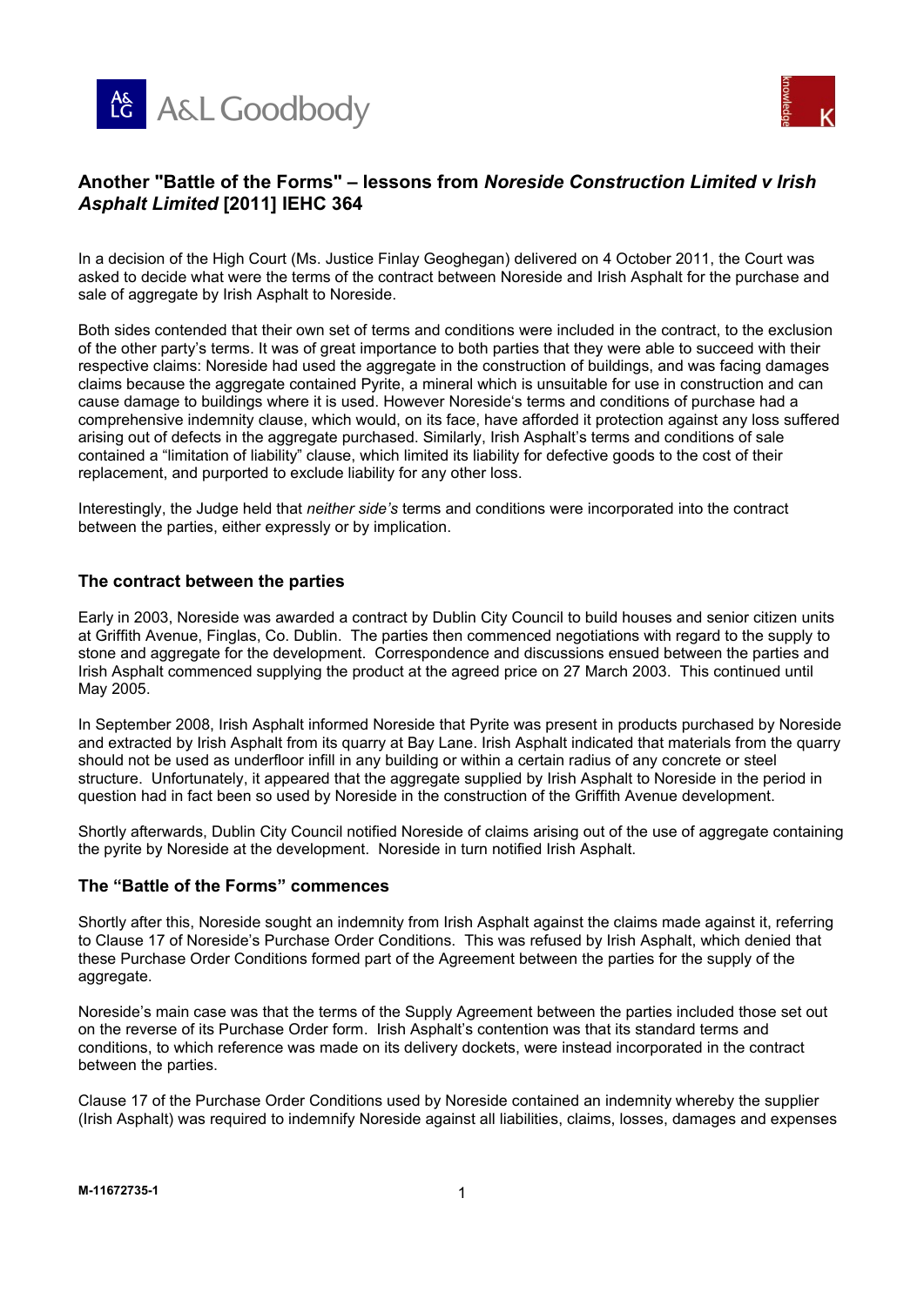# Another "Battle of the Forms" – lessons from *Noreside Construction Limited v Irish Asphalt Limited* [2011] IEHC 364

In a decision of the High Court (Ms. Justice Finlay Geoghegan) delivered on 4 October 2011, the Court was asked to decide what were the terms of the contract between Noreside and Irish Asphalt for the purchase and sale of aggregate by Irish Asphalt to Noreside.

Both sides contended that their own set of terms and conditions were included in the contract, to the exclusion of the other party's terms. It was of great importance to both parties that they were able to succeed with their respective claims: Noreside had used the aggregate in the construction of buildings, and was facing damages claims because the aggregate contained Pyrite, a mineral which is unsuitable for use in construction and can cause damage to buildings where it is used. However Noreside's terms and conditions of purchase had a comprehensive indemnity clause, which would, on its face, have afforded it protection against any loss suffered arising out of defects in the aggregate purchased. Similarly, Irish Asphalt's terms and conditions of sale contained a "limitation of liability" clause, which limited its liability for defective goods to the cost of their replacement, and purported to exclude liability for any other loss.

Interestingly, the Judge held that *neither side's* terms and conditions were incorporated into the contract between the parties, either expressly or by implication.

## The contract between the parties

Early in 2003, Noreside was awarded a contract by Dublin City Council to build houses and senior citizen units at Griffith Avenue, Finglas, Co. Dublin. The parties then commenced negotiations with regard to the supply to stone and aggregate for the development. Correspondence and discussions ensued between the parties and Irish Asphalt commenced supplying the product at the agreed price on 27 March 2003. This continued until May 2005.

In September 2008, Irish Asphalt informed Noreside that Pyrite was present in products purchased by Noreside and extracted by Irish Asphalt from its quarry at Bay Lane. Irish Asphalt indicated that materials from the quarry should not be used as underfloor infill in any building or within a certain radius of any concrete or steel structure. Unfortunately, it appeared that the aggregate supplied by Irish Asphalt to Noreside in the period in question had in fact been so used by Noreside in the construction of the Griffith Avenue development.

Shortly afterwards, Dublin City Council notified Noreside of claims arising out of the use of aggregate containing the pyrite by Noreside at the development. Noreside in turn notified Irish Asphalt.

## The "Battle of the Forms" commences

Shortly after this, Noreside sought an indemnity from Irish Asphalt against the claims made against it, referring to Clause 17 of Noreside's Purchase Order Conditions. This was refused by Irish Asphalt, which denied that these Purchase Order Conditions formed part of the Agreement between the parties for the supply of the aggregate.

Noreside's main case was that the terms of the Supply Agreement between the parties included those set out on the reverse of its Purchase Order form. Irish Asphalt's contention was that its standard terms and conditions, to which reference was made on its delivery dockets, were instead incorporated in the contract between the parties.

Clause 17 of the Purchase Order Conditions used by Noreside contained an indemnity whereby the supplier (Irish Asphalt) was required to indemnify Noreside against all liabilities, claims, losses, damages and expenses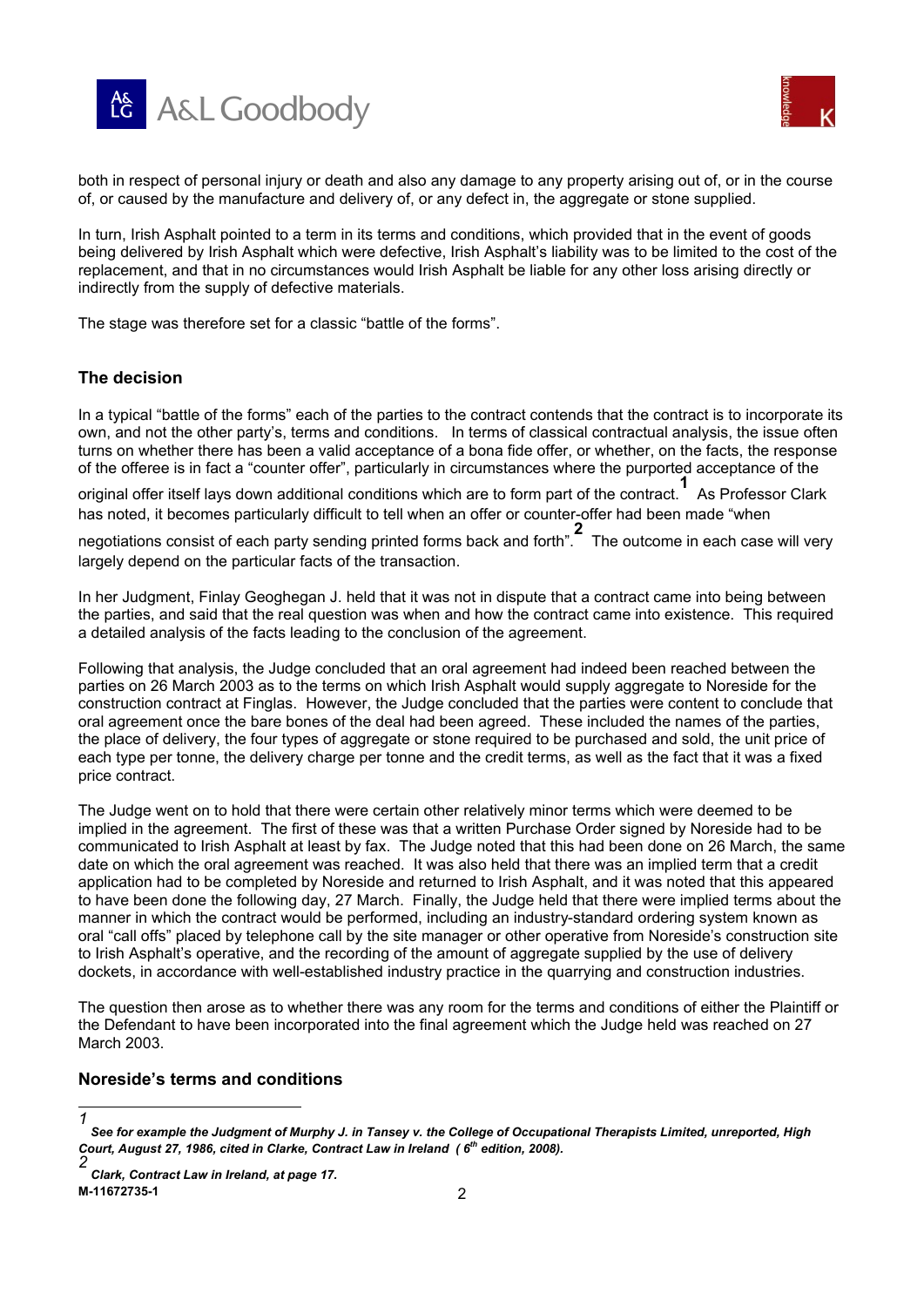both in respect of personal injury or death and also any damage to any property arising out of, or in the course of, or caused by the manufacture and delivery of, or any defect in, the aggregate or stone supplied.

In turn, Irish Asphalt pointed to a term in its terms and conditions, which provided that in the event of goods being delivered by Irish Asphalt which were defective, Irish Asphalt's liability was to be limited to the cost of the replacement, and that in no circumstances would Irish Asphalt be liable for any other loss arising directly or indirectly from the supply of defective materials.

The stage was therefore set for a classic "battle of the forms".

## The decision

In a typical "battle of the forms" each of the parties to the contract contends that the contract is to incorporate its own, and not the other party's, terms and conditions. In terms of classical contractual analysis, the issue often turns on whether there has been a valid acceptance of a bona fide offer, or whether, on the facts, the response of the offeree is in fact a "counter offer", particularly in circumstances where the purported acceptance of the original offer itself lays down additional conditions which are to form part of the contract.[1] As Professor Clark has noted, it becomes particularly difficult to tell when an offer or counter-offer had been made "when negotiations consist of each party sending printed forms back and forth".[2] The outcome in each case will very largely depend on the particular facts of the transaction.

In her Judgment, Finlay Geoghegan J. held that it was not in dispute that a contract came into being between the parties, and said that the real question was when and how the contract came into existence. This required a detailed analysis of the facts leading to the conclusion of the agreement.

Following that analysis, the Judge concluded that an oral agreement had indeed been reached between the parties on 26 March 2003 as to the terms on which Irish Asphalt would supply aggregate to Noreside for the construction contract at Finglas. However, the Judge concluded that the parties were content to conclude that oral agreement once the bare bones of the deal had been agreed. These included the names of the parties, the place of delivery, the four types of aggregate or stone required to be purchased and sold, the unit price of each type per tonne, the delivery charge per tonne and the credit terms, as well as the fact that it was a fixed price contract.

The Judge went on to hold that there were certain other relatively minor terms which were deemed to be implied in the agreement. The first of these was that a written Purchase Order signed by Noreside had to be communicated to Irish Asphalt at least by fax. The Judge noted that this had been done on 26 March, the same date on which the oral agreement was reached. It was also held that there was an implied term that a credit application had to be completed by Noreside and returned to Irish Asphalt, and it was noted that this appeared to have been done the following day, 27 March. Finally, the Judge held that there were implied terms about the manner in which the contract would be performed, including an industry-standard ordering system known as oral "call offs" placed by telephone call by the site manager or other operative from Noreside's construction site to Irish Asphalt's operative, and the recording of the amount of aggregate supplied by the use of delivery dockets, in accordance with well-established industry practice in the quarrying and construction industries.

The question then arose as to whether there was any room for the terms and conditions of either the Plaintiff or the Defendant to have been incorporated into the final agreement which the Judge held was reached on 27 March 2003.

## Noreside's terms and conditions

---

[1] ***See for example the Judgment of Murphy J. in Tansey v. the College of Occupational Therapists Limited, unreported, High Court, August 27, 1986, cited in Clarke, Contract Law in Ireland ( 6th edition, 2008).***

[2] ***Clark, Contract Law in Ireland, at page 17.***

**M-11672735-1**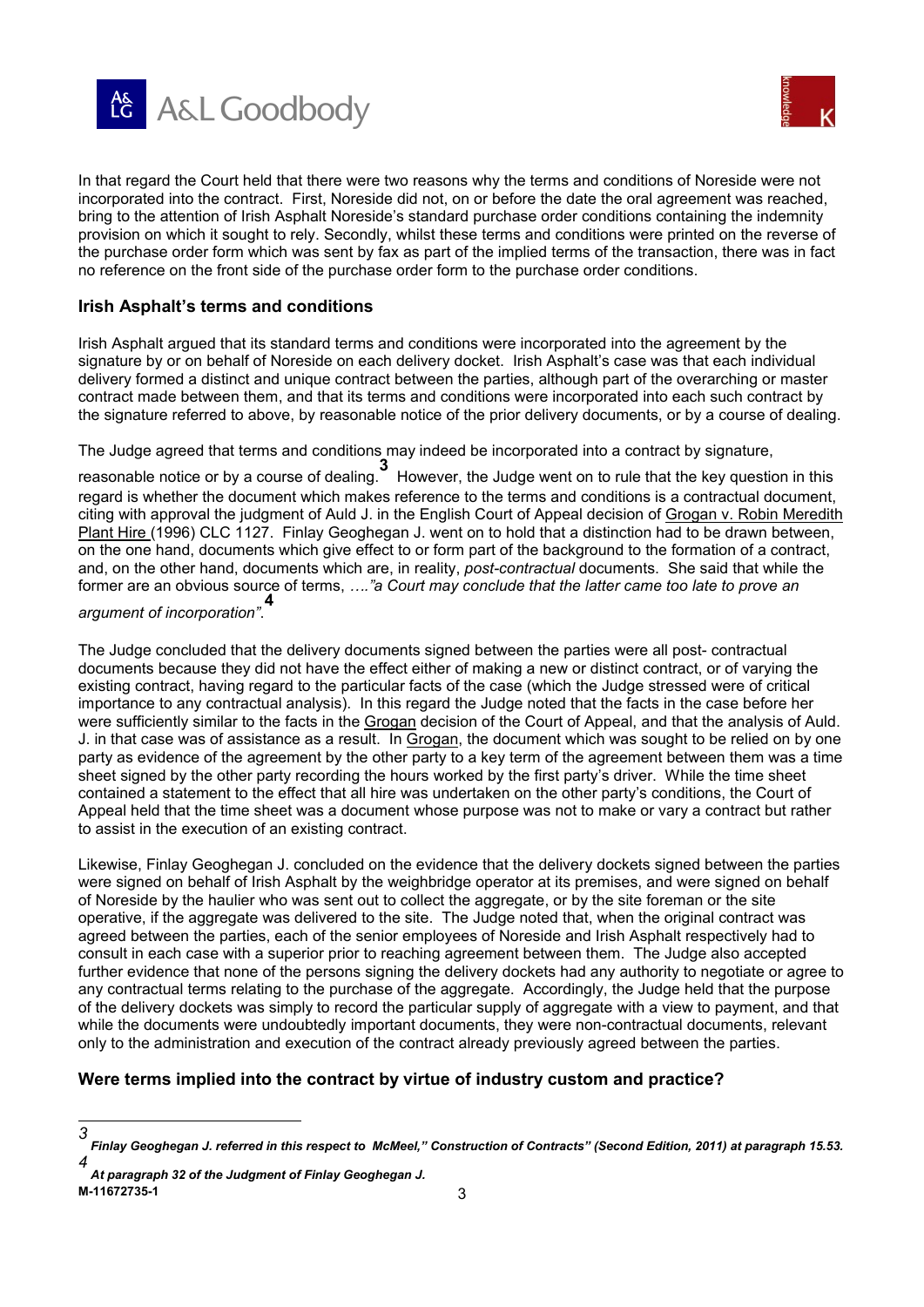In that regard the Court held that there were two reasons why the terms and conditions of Noreside were not incorporated into the contract. First, Noreside did not, on or before the date the oral agreement was reached, bring to the attention of Irish Asphalt Noreside's standard purchase order conditions containing the indemnity provision on which it sought to rely. Secondly, whilst these terms and conditions were printed on the reverse of the purchase order form which was sent by fax as part of the implied terms of the transaction, there was in fact no reference on the front side of the purchase order form to the purchase order conditions.

### Irish Asphalt's terms and conditions

Irish Asphalt argued that its standard terms and conditions were incorporated into the agreement by the signature by or on behalf of Noreside on each delivery docket. Irish Asphalt's case was that each individual delivery formed a distinct and unique contract between the parties, although part of the overarching or master contract made between them, and that its terms and conditions were incorporated into each such contract by the signature referred to above, by reasonable notice of the prior delivery documents, or by a course of dealing.

The Judge agreed that terms and conditions may indeed be incorporated into a contract by signature, reasonable notice or by a course of dealing.[3] However, the Judge went on to rule that the key question in this regard is whether the document which makes reference to the terms and conditions is a contractual document, citing with approval the judgment of Auld J. in the English Court of Appeal decision of Grogan v. Robin Meredith Plant Hire (1996) CLC 1127. Finlay Geoghegan J. went on to hold that a distinction had to be drawn between, on the one hand, documents which give effect to or form part of the background to the formation of a contract, and, on the other hand, documents which are, in reality, *post-contractual* documents. She said that while the former are an obvious source of terms, *…."a Court may conclude that the latter came too late to prove an argument of incorporation"*.[4]

The Judge concluded that the delivery documents signed between the parties were all post- contractual documents because they did not have the effect either of making a new or distinct contract, or of varying the existing contract, having regard to the particular facts of the case (which the Judge stressed were of critical importance to any contractual analysis). In this regard the Judge noted that the facts in the case before her were sufficiently similar to the facts in the Grogan decision of the Court of Appeal, and that the analysis of Auld. J. in that case was of assistance as a result. In Grogan, the document which was sought to be relied on by one party as evidence of the agreement by the other party to a key term of the agreement between them was a time sheet signed by the other party recording the hours worked by the first party's driver. While the time sheet contained a statement to the effect that all hire was undertaken on the other party's conditions, the Court of Appeal held that the time sheet was a document whose purpose was not to make or vary a contract but rather to assist in the execution of an existing contract.

Likewise, Finlay Geoghegan J. concluded on the evidence that the delivery dockets signed between the parties were signed on behalf of Irish Asphalt by the weighbridge operator at its premises, and were signed on behalf of Noreside by the haulier who was sent out to collect the aggregate, or by the site foreman or the site operative, if the aggregate was delivered to the site. The Judge noted that, when the original contract was agreed between the parties, each of the senior employees of Noreside and Irish Asphalt respectively had to consult in each case with a superior prior to reaching agreement between them. The Judge also accepted further evidence that none of the persons signing the delivery dockets had any authority to negotiate or agree to any contractual terms relating to the purchase of the aggregate. Accordingly, the Judge held that the purpose of the delivery dockets was simply to record the particular supply of aggregate with a view to payment, and that while the documents were undoubtedly important documents, they were non-contractual documents, relevant only to the administration and execution of the contract already previously agreed between the parties.

### Were terms implied into the contract by virtue of industry custom and practice?

---

[3] ***Finlay Geoghegan J. referred in this respect to McMeel," Construction of Contracts" (Second Edition, 2011) at paragraph 15.53.***

[4] ***At paragraph 32 of the Judgment of Finlay Geoghegan J.***

**M-11672735-1**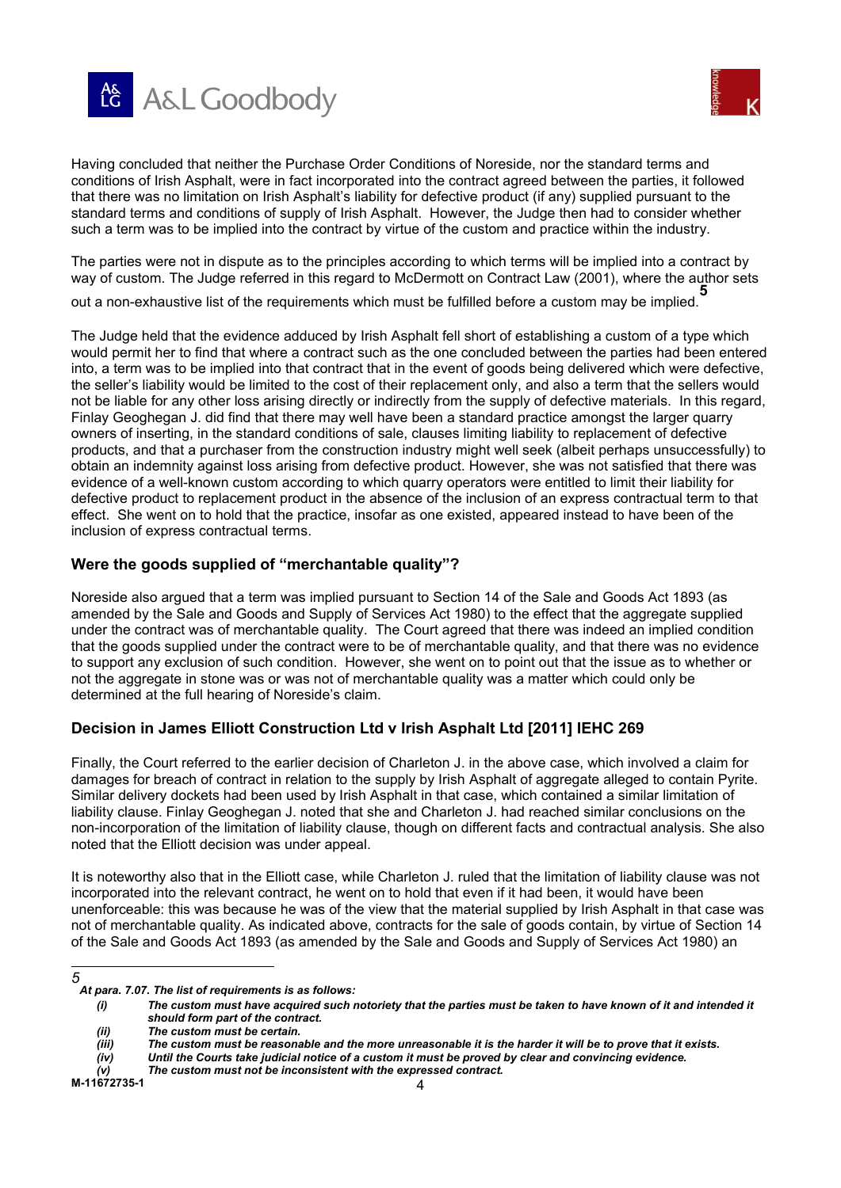Having concluded that neither the Purchase Order Conditions of Noreside, nor the standard terms and conditions of Irish Asphalt, were in fact incorporated into the contract agreed between the parties, it followed that there was no limitation on Irish Asphalt's liability for defective product (if any) supplied pursuant to the standard terms and conditions of supply of Irish Asphalt. However, the Judge then had to consider whether such a term was to be implied into the contract by virtue of the custom and practice within the industry.

The parties were not in dispute as to the principles according to which terms will be implied into a contract by way of custom. The Judge referred in this regard to McDermott on Contract Law (2001), where the author sets out a non-exhaustive list of the requirements which must be fulfilled before a custom may be implied.[5]

The Judge held that the evidence adduced by Irish Asphalt fell short of establishing a custom of a type which would permit her to find that where a contract such as the one concluded between the parties had been entered into, a term was to be implied into that contract that in the event of goods being delivered which were defective, the seller's liability would be limited to the cost of their replacement only, and also a term that the sellers would not be liable for any other loss arising directly or indirectly from the supply of defective materials. In this regard, Finlay Geoghegan J. did find that there may well have been a standard practice amongst the larger quarry owners of inserting, in the standard conditions of sale, clauses limiting liability to replacement of defective products, and that a purchaser from the construction industry might well seek (albeit perhaps unsuccessfully) to obtain an indemnity against loss arising from defective product. However, she was not satisfied that there was evidence of a well-known custom according to which quarry operators were entitled to limit their liability for defective product to replacement product in the absence of the inclusion of an express contractual term to that effect. She went on to hold that the practice, insofar as one existed, appeared instead to have been of the inclusion of express contractual terms.

### Were the goods supplied of "merchantable quality"?

Noreside also argued that a term was implied pursuant to Section 14 of the Sale and Goods Act 1893 (as amended by the Sale and Goods and Supply of Services Act 1980) to the effect that the aggregate supplied under the contract was of merchantable quality. The Court agreed that there was indeed an implied condition that the goods supplied under the contract were to be of merchantable quality, and that there was no evidence to support any exclusion of such condition. However, she went on to point out that the issue as to whether or not the aggregate in stone was or was not of merchantable quality was a matter which could only be determined at the full hearing of Noreside's claim.

### Decision in James Elliott Construction Ltd v Irish Asphalt Ltd [2011] IEHC 269

Finally, the Court referred to the earlier decision of Charleton J. in the above case, which involved a claim for damages for breach of contract in relation to the supply by Irish Asphalt of aggregate alleged to contain Pyrite. Similar delivery dockets had been used by Irish Asphalt in that case, which contained a similar limitation of liability clause. Finlay Geoghegan J. noted that she and Charleton J. had reached similar conclusions on the non-incorporation of the limitation of liability clause, though on different facts and contractual analysis. She also noted that the Elliott decision was under appeal.

It is noteworthy also that in the Elliott case, while Charleton J. ruled that the limitation of liability clause was not incorporated into the relevant contract, he went on to hold that even if it had been, it would have been unenforceable: this was because he was of the view that the material supplied by Irish Asphalt in that case was not of merchantable quality. As indicated above, contracts for the sale of goods contain, by virtue of Section 14 of the Sale and Goods Act 1893 (as amended by the Sale and Goods and Supply of Services Act 1980) an

---

[5] *At para. 7.07. The list of requirements is as follows:*

- *(i) The custom must have acquired such notoriety that the parties must be taken to have known of it and intended it should form part of the contract.*
- *(ii) The custom must be certain.*
- *(iii) The custom must be reasonable and the more unreasonable it is the harder it will be to prove that it exists.*
- *(iv) Until the Courts take judicial notice of a custom it must be proved by clear and convincing evidence.*
- *(v) The custom must not be inconsistent with the expressed contract.*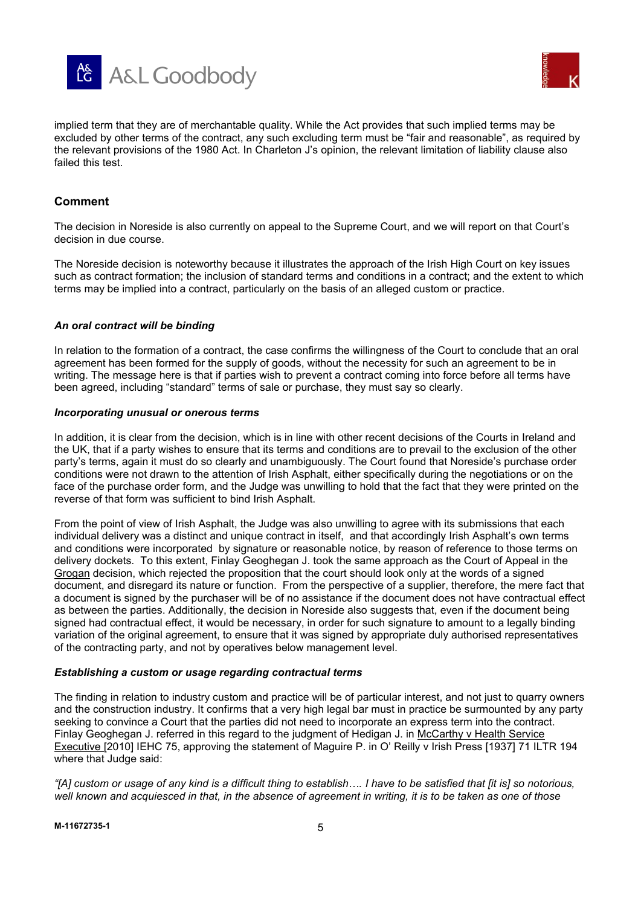implied term that they are of merchantable quality. While the Act provides that such implied terms may be excluded by other terms of the contract, any such excluding term must be "fair and reasonable", as required by the relevant provisions of the 1980 Act. In Charleton J's opinion, the relevant limitation of liability clause also failed this test.

## Comment

The decision in Noreside is also currently on appeal to the Supreme Court, and we will report on that Court's decision in due course.

The Noreside decision is noteworthy because it illustrates the approach of the Irish High Court on key issues such as contract formation; the inclusion of standard terms and conditions in a contract; and the extent to which terms may be implied into a contract, particularly on the basis of an alleged custom or practice.

### *An oral contract will be binding*

In relation to the formation of a contract, the case confirms the willingness of the Court to conclude that an oral agreement has been formed for the supply of goods, without the necessity for such an agreement to be in writing. The message here is that if parties wish to prevent a contract coming into force before all terms have been agreed, including "standard" terms of sale or purchase, they must say so clearly.

### *Incorporating unusual or onerous terms*

In addition, it is clear from the decision, which is in line with other recent decisions of the Courts in Ireland and the UK, that if a party wishes to ensure that its terms and conditions are to prevail to the exclusion of the other party's terms, again it must do so clearly and unambiguously. The Court found that Noreside's purchase order conditions were not drawn to the attention of Irish Asphalt, either specifically during the negotiations or on the face of the purchase order form, and the Judge was unwilling to hold that the fact that they were printed on the reverse of that form was sufficient to bind Irish Asphalt.

From the point of view of Irish Asphalt, the Judge was also unwilling to agree with its submissions that each individual delivery was a distinct and unique contract in itself, and that accordingly Irish Asphalt's own terms and conditions were incorporated by signature or reasonable notice, by reason of reference to those terms on delivery dockets. To this extent, Finlay Geoghegan J. took the same approach as the Court of Appeal in the Grogan decision, which rejected the proposition that the court should look only at the words of a signed document, and disregard its nature or function. From the perspective of a supplier, therefore, the mere fact that a document is signed by the purchaser will be of no assistance if the document does not have contractual effect as between the parties. Additionally, the decision in Noreside also suggests that, even if the document being signed had contractual effect, it would be necessary, in order for such signature to amount to a legally binding variation of the original agreement, to ensure that it was signed by appropriate duly authorised representatives of the contracting party, and not by operatives below management level.

### *Establishing a custom or usage regarding contractual terms*

The finding in relation to industry custom and practice will be of particular interest, and not just to quarry owners and the construction industry. It confirms that a very high legal bar must in practice be surmounted by any party seeking to convince a Court that the parties did not need to incorporate an express term into the contract. Finlay Geoghegan J. referred in this regard to the judgment of Hedigan J. in McCarthy v Health Service Executive [2010] IEHC 75, approving the statement of Maguire P. in O' Reilly v Irish Press [1937] 71 ILTR 194 where that Judge said:

*"[A] custom or usage of any kind is a difficult thing to establish…. I have to be satisfied that [it is] so notorious, well known and acquiesced in that, in the absence of agreement in writing, it is to be taken as one of those*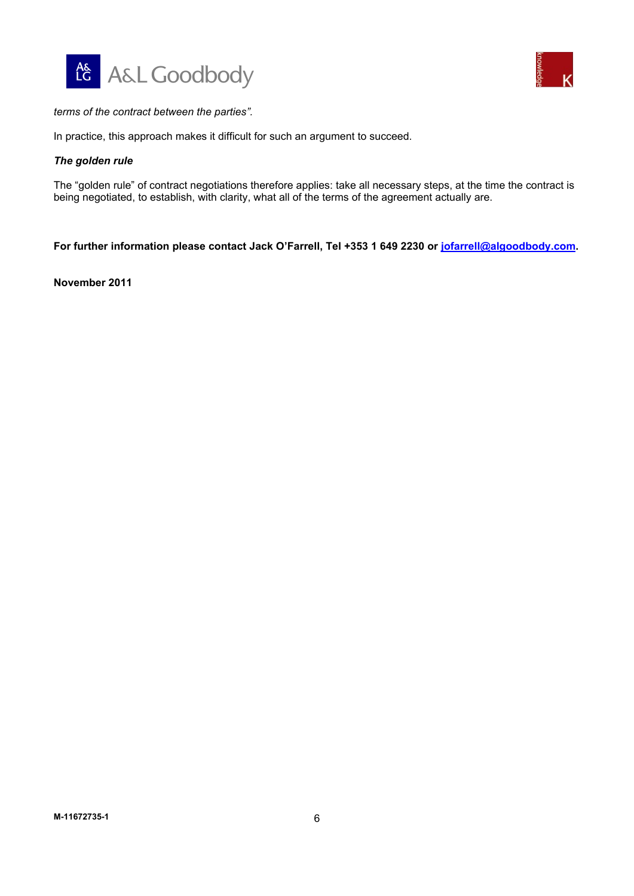*terms of the contract between the parties".*

In practice, this approach makes it difficult for such an argument to succeed.

***The golden rule***

The "golden rule" of contract negotiations therefore applies: take all necessary steps, at the time the contract is being negotiated, to establish, with clarity, what all of the terms of the agreement actually are.

**For further information please contact Jack O'Farrell, Tel +353 1 649 2230 or [jofarrell@algoodbody.com](mailto:jofarrell@algoodbody.com).**

**November 2011**

**M-11672735-1**